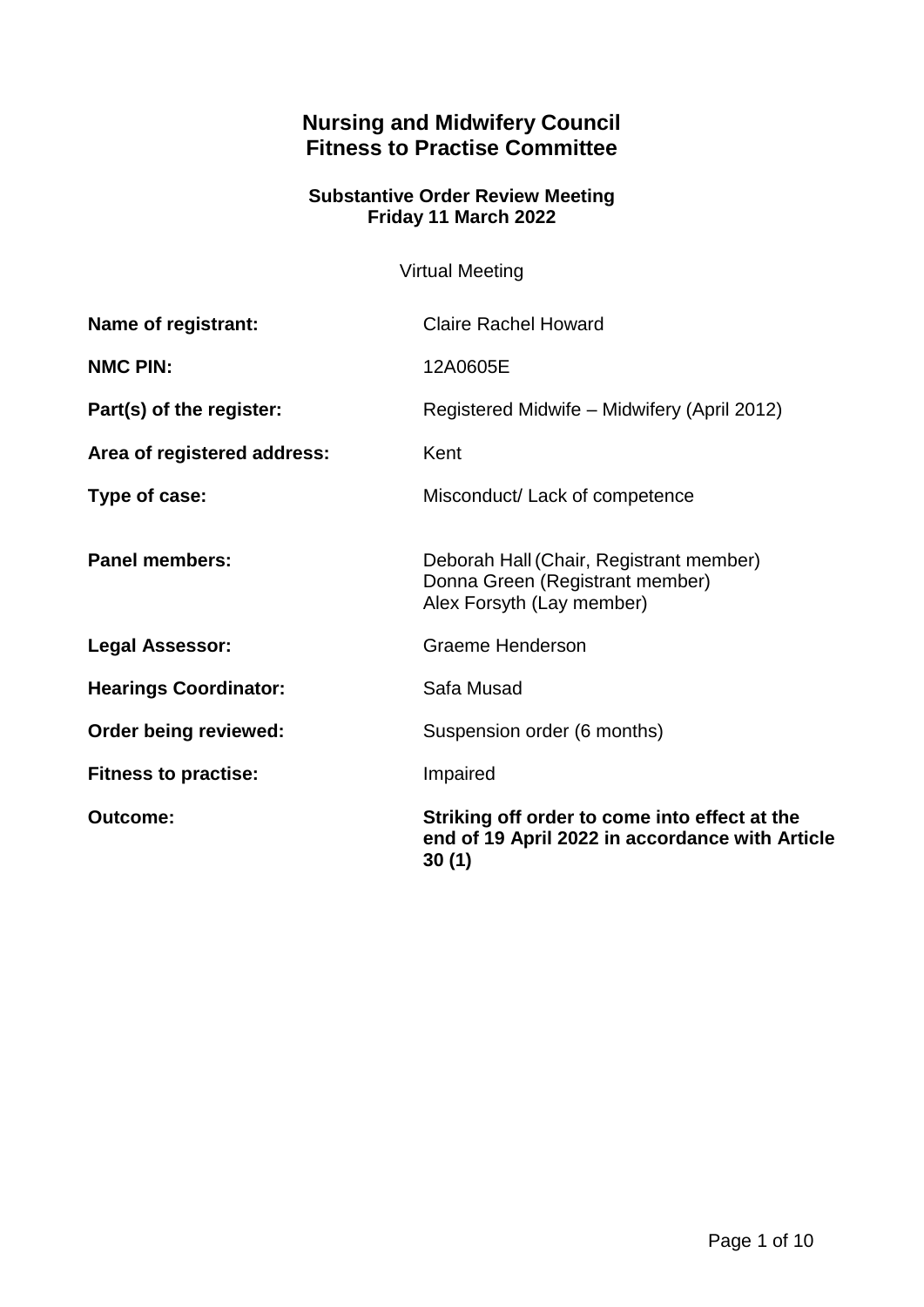# Nursing and Midwifery Council
# Fitness to Practise Committee

### Substantive Order Review Meeting
### Friday 11 March 2022

Virtual Meeting

| | |
|---|---|
| **Name of registrant:** | Claire Rachel Howard |
| **NMC PIN:** | 12A0605E |
| **Part(s) of the register:** | Registered Midwife – Midwifery (April 2012) |
| **Area of registered address:** | Kent |
| **Type of case:** | Misconduct/ Lack of competence |
| **Panel members:** | Deborah Hall (Chair, Registrant member)<br>Donna Green (Registrant member)<br>Alex Forsyth (Lay member) |
| **Legal Assessor:** | Graeme Henderson |
| **Hearings Coordinator:** | Safa Musad |
| **Order being reviewed:** | Suspension order (6 months) |
| **Fitness to practise:** | Impaired |
| **Outcome:** | **Striking off order to come into effect at the end of 19 April 2022 in accordance with Article 30 (1)** |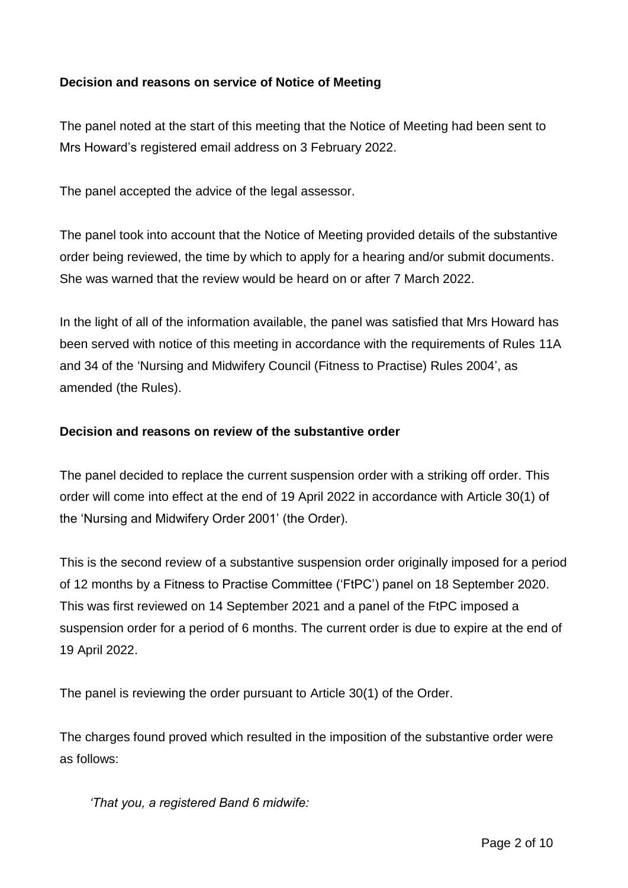**Decision and reasons on service of Notice of Meeting**

The panel noted at the start of this meeting that the Notice of Meeting had been sent to Mrs Howard's registered email address on 3 February 2022.

The panel accepted the advice of the legal assessor.

The panel took into account that the Notice of Meeting provided details of the substantive order being reviewed, the time by which to apply for a hearing and/or submit documents. She was warned that the review would be heard on or after 7 March 2022.

In the light of all of the information available, the panel was satisfied that Mrs Howard has been served with notice of this meeting in accordance with the requirements of Rules 11A and 34 of the 'Nursing and Midwifery Council (Fitness to Practise) Rules 2004', as amended (the Rules).

**Decision and reasons on review of the substantive order**

The panel decided to replace the current suspension order with a striking off order. This order will come into effect at the end of 19 April 2022 in accordance with Article 30(1) of the 'Nursing and Midwifery Order 2001' (the Order).

This is the second review of a substantive suspension order originally imposed for a period of 12 months by a Fitness to Practise Committee ('FtPC') panel on 18 September 2020. This was first reviewed on 14 September 2021 and a panel of the FtPC imposed a suspension order for a period of 6 months. The current order is due to expire at the end of 19 April 2022.

The panel is reviewing the order pursuant to Article 30(1) of the Order.

The charges found proved which resulted in the imposition of the substantive order were as follows:

*'That you, a registered Band 6 midwife:*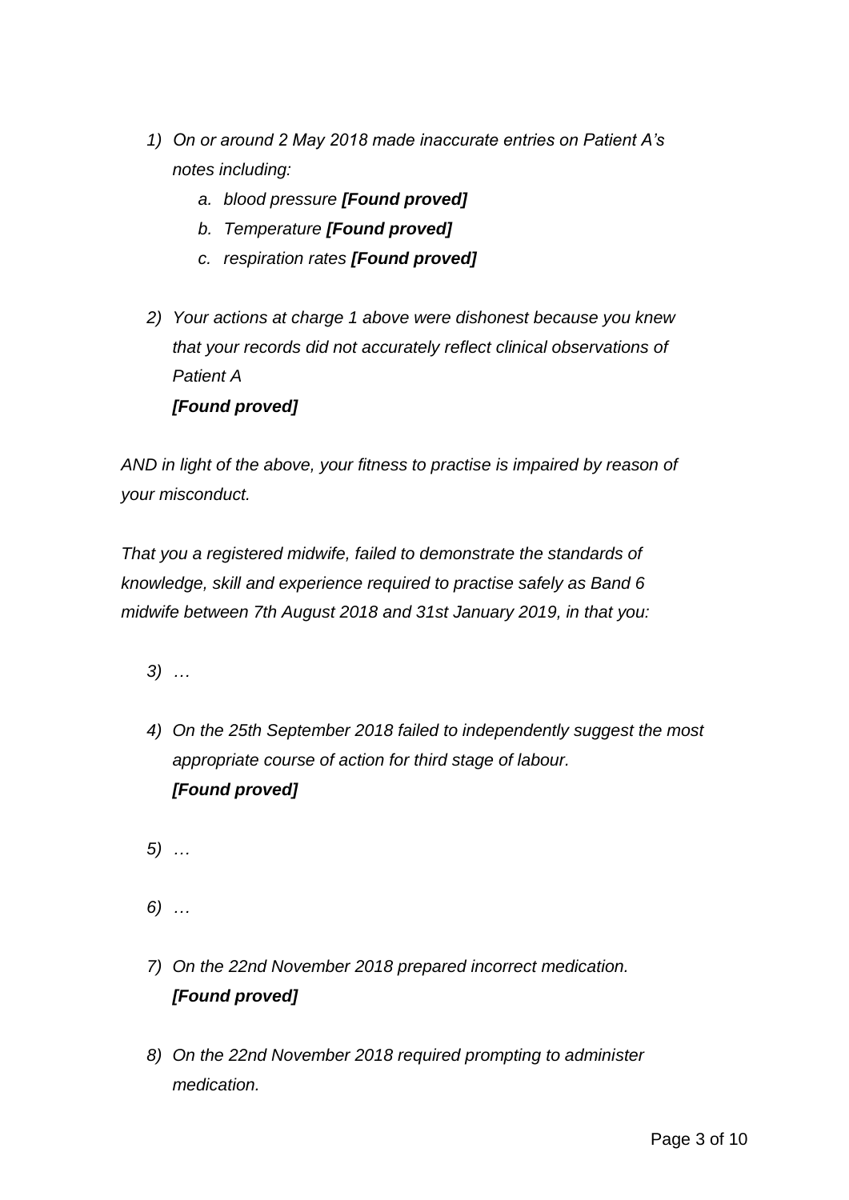*1) On or around 2 May 2018 made inaccurate entries on Patient A's notes including:*

   *a. blood pressure* ***[Found proved]***

   *b. Temperature* ***[Found proved]***

   *c. respiration rates* ***[Found proved]***

*2) Your actions at charge 1 above were dishonest because you knew that your records did not accurately reflect clinical observations of Patient A*
   ***[Found proved]***

*AND in light of the above, your fitness to practise is impaired by reason of your misconduct.*

*That you a registered midwife, failed to demonstrate the standards of knowledge, skill and experience required to practise safely as Band 6 midwife between 7th August 2018 and 31st January 2019, in that you:*

*3) …*

*4) On the 25th September 2018 failed to independently suggest the most appropriate course of action for third stage of labour.*
   ***[Found proved]***

*5) …*

*6) …*

*7) On the 22nd November 2018 prepared incorrect medication.*
   ***[Found proved]***

*8) On the 22nd November 2018 required prompting to administer medication.*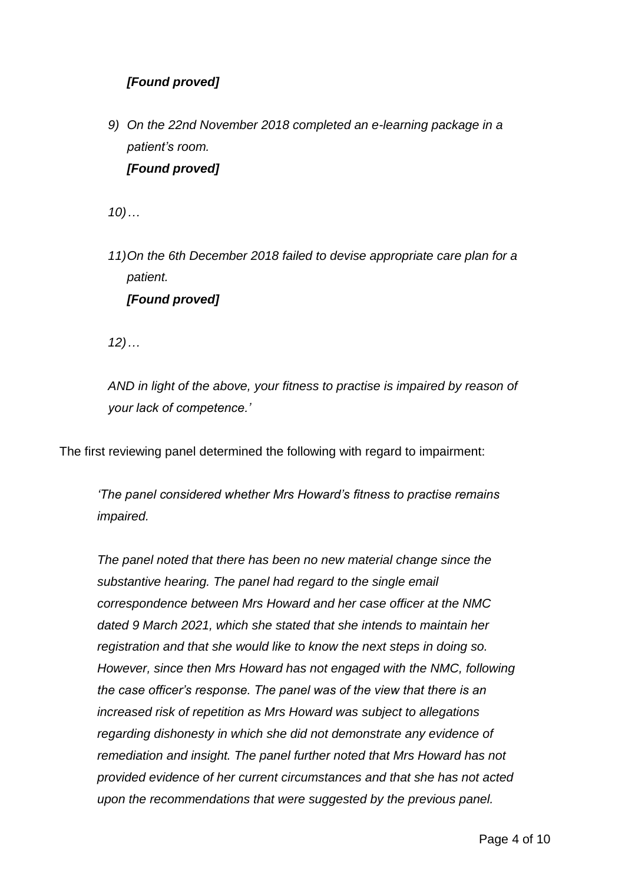*[Found proved]*

9) *On the 22nd November 2018 completed an e-learning package in a patient's room.*
   ***[Found proved]***

10) *…*

11) *On the 6th December 2018 failed to devise appropriate care plan for a patient.*
    ***[Found proved]***

12) *…*

*AND in light of the above, your fitness to practise is impaired by reason of your lack of competence.'*

The first reviewing panel determined the following with regard to impairment:

> *'The panel considered whether Mrs Howard's fitness to practise remains impaired.*
>
> *The panel noted that there has been no new material change since the substantive hearing. The panel had regard to the single email correspondence between Mrs Howard and her case officer at the NMC dated 9 March 2021, which she stated that she intends to maintain her registration and that she would like to know the next steps in doing so. However, since then Mrs Howard has not engaged with the NMC, following the case officer's response. The panel was of the view that there is an increased risk of repetition as Mrs Howard was subject to allegations regarding dishonesty in which she did not demonstrate any evidence of remediation and insight. The panel further noted that Mrs Howard has not provided evidence of her current circumstances and that she has not acted upon the recommendations that were suggested by the previous panel.*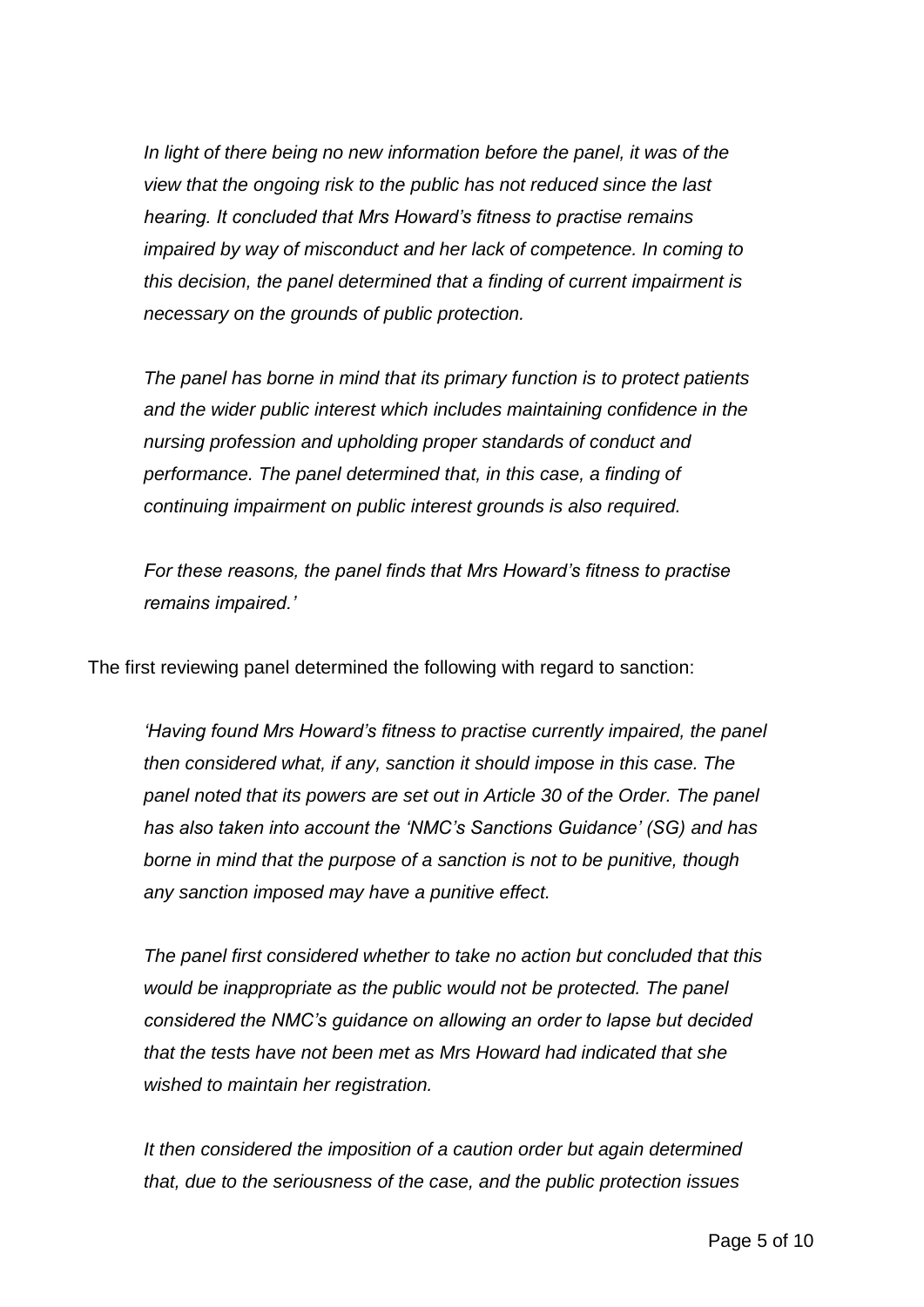*In light of there being no new information before the panel, it was of the view that the ongoing risk to the public has not reduced since the last hearing. It concluded that Mrs Howard's fitness to practise remains impaired by way of misconduct and her lack of competence. In coming to this decision, the panel determined that a finding of current impairment is necessary on the grounds of public protection.*

*The panel has borne in mind that its primary function is to protect patients and the wider public interest which includes maintaining confidence in the nursing profession and upholding proper standards of conduct and performance. The panel determined that, in this case, a finding of continuing impairment on public interest grounds is also required.*

*For these reasons, the panel finds that Mrs Howard's fitness to practise remains impaired.'*

The first reviewing panel determined the following with regard to sanction:

*'Having found Mrs Howard's fitness to practise currently impaired, the panel then considered what, if any, sanction it should impose in this case. The panel noted that its powers are set out in Article 30 of the Order. The panel has also taken into account the 'NMC's Sanctions Guidance' (SG) and has borne in mind that the purpose of a sanction is not to be punitive, though any sanction imposed may have a punitive effect.*

*The panel first considered whether to take no action but concluded that this would be inappropriate as the public would not be protected. The panel considered the NMC's guidance on allowing an order to lapse but decided that the tests have not been met as Mrs Howard had indicated that she wished to maintain her registration.*

*It then considered the imposition of a caution order but again determined that, due to the seriousness of the case, and the public protection issues*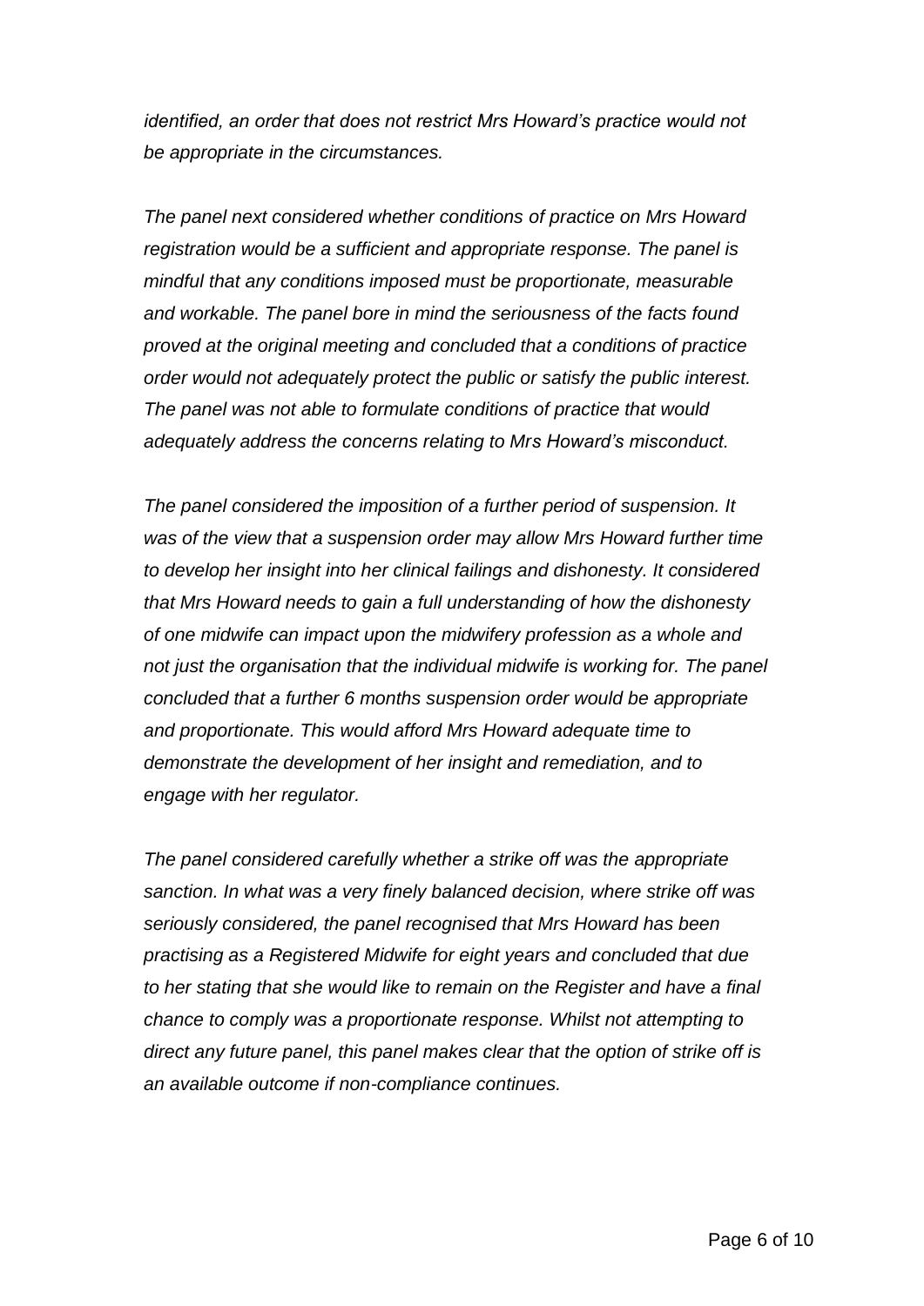*identified, an order that does not restrict Mrs Howard's practice would not be appropriate in the circumstances.*

*The panel next considered whether conditions of practice on Mrs Howard registration would be a sufficient and appropriate response. The panel is mindful that any conditions imposed must be proportionate, measurable and workable. The panel bore in mind the seriousness of the facts found proved at the original meeting and concluded that a conditions of practice order would not adequately protect the public or satisfy the public interest. The panel was not able to formulate conditions of practice that would adequately address the concerns relating to Mrs Howard's misconduct.*

*The panel considered the imposition of a further period of suspension. It was of the view that a suspension order may allow Mrs Howard further time to develop her insight into her clinical failings and dishonesty. It considered that Mrs Howard needs to gain a full understanding of how the dishonesty of one midwife can impact upon the midwifery profession as a whole and not just the organisation that the individual midwife is working for. The panel concluded that a further 6 months suspension order would be appropriate and proportionate. This would afford Mrs Howard adequate time to demonstrate the development of her insight and remediation, and to engage with her regulator.*

*The panel considered carefully whether a strike off was the appropriate sanction. In what was a very finely balanced decision, where strike off was seriously considered, the panel recognised that Mrs Howard has been practising as a Registered Midwife for eight years and concluded that due to her stating that she would like to remain on the Register and have a final chance to comply was a proportionate response. Whilst not attempting to direct any future panel, this panel makes clear that the option of strike off is an available outcome if non-compliance continues.*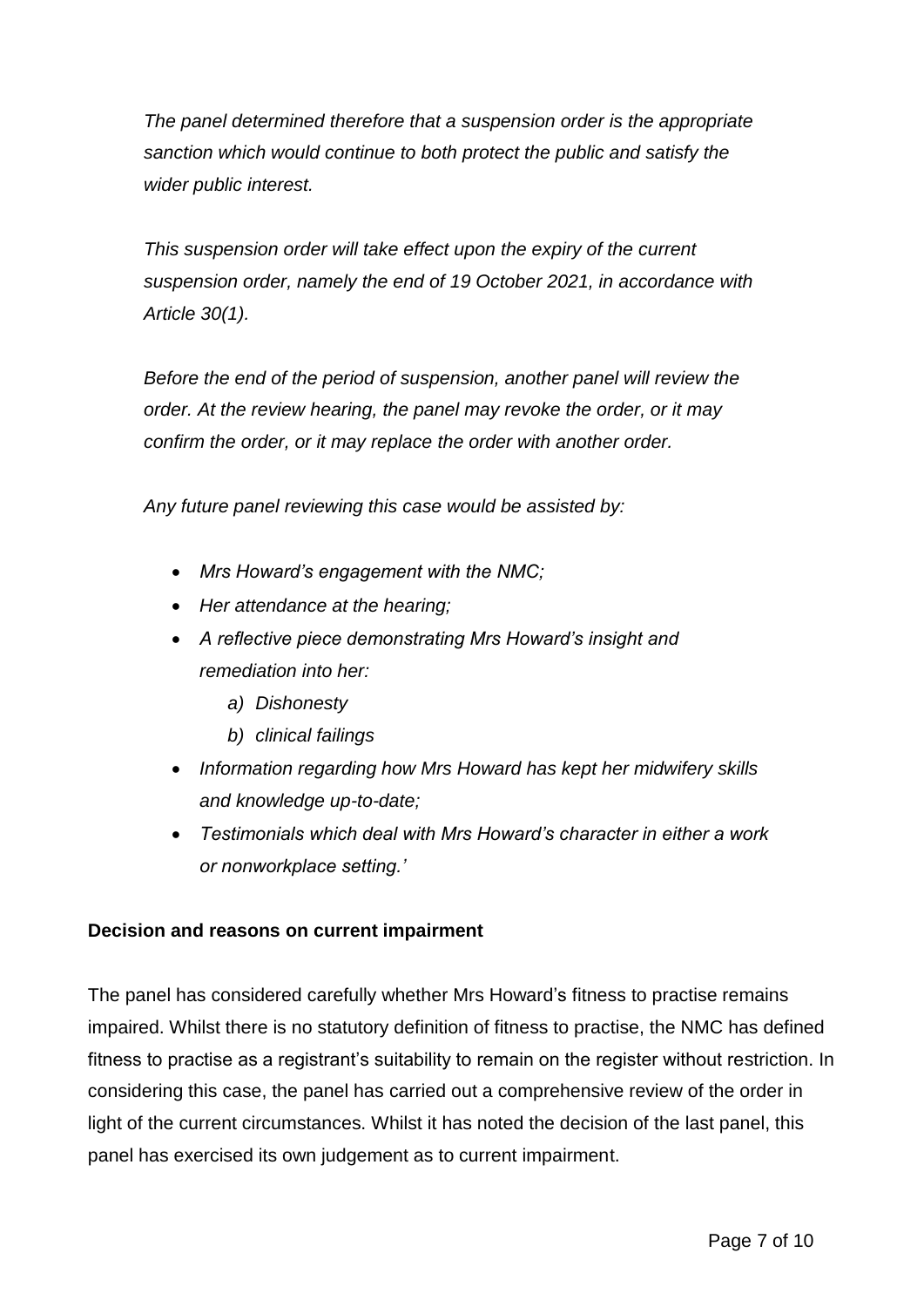*The panel determined therefore that a suspension order is the appropriate sanction which would continue to both protect the public and satisfy the wider public interest.*

*This suspension order will take effect upon the expiry of the current suspension order, namely the end of 19 October 2021, in accordance with Article 30(1).*

*Before the end of the period of suspension, another panel will review the order. At the review hearing, the panel may revoke the order, or it may confirm the order, or it may replace the order with another order.*

*Any future panel reviewing this case would be assisted by:*

- *Mrs Howard's engagement with the NMC;*
- *Her attendance at the hearing;*
- *A reflective piece demonstrating Mrs Howard's insight and remediation into her:*
    - *a) Dishonesty*
    - *b) clinical failings*
- *Information regarding how Mrs Howard has kept her midwifery skills and knowledge up-to-date;*
- *Testimonials which deal with Mrs Howard's character in either a work or nonworkplace setting.'*

**Decision and reasons on current impairment**

The panel has considered carefully whether Mrs Howard's fitness to practise remains impaired. Whilst there is no statutory definition of fitness to practise, the NMC has defined fitness to practise as a registrant's suitability to remain on the register without restriction. In considering this case, the panel has carried out a comprehensive review of the order in light of the current circumstances. Whilst it has noted the decision of the last panel, this panel has exercised its own judgement as to current impairment.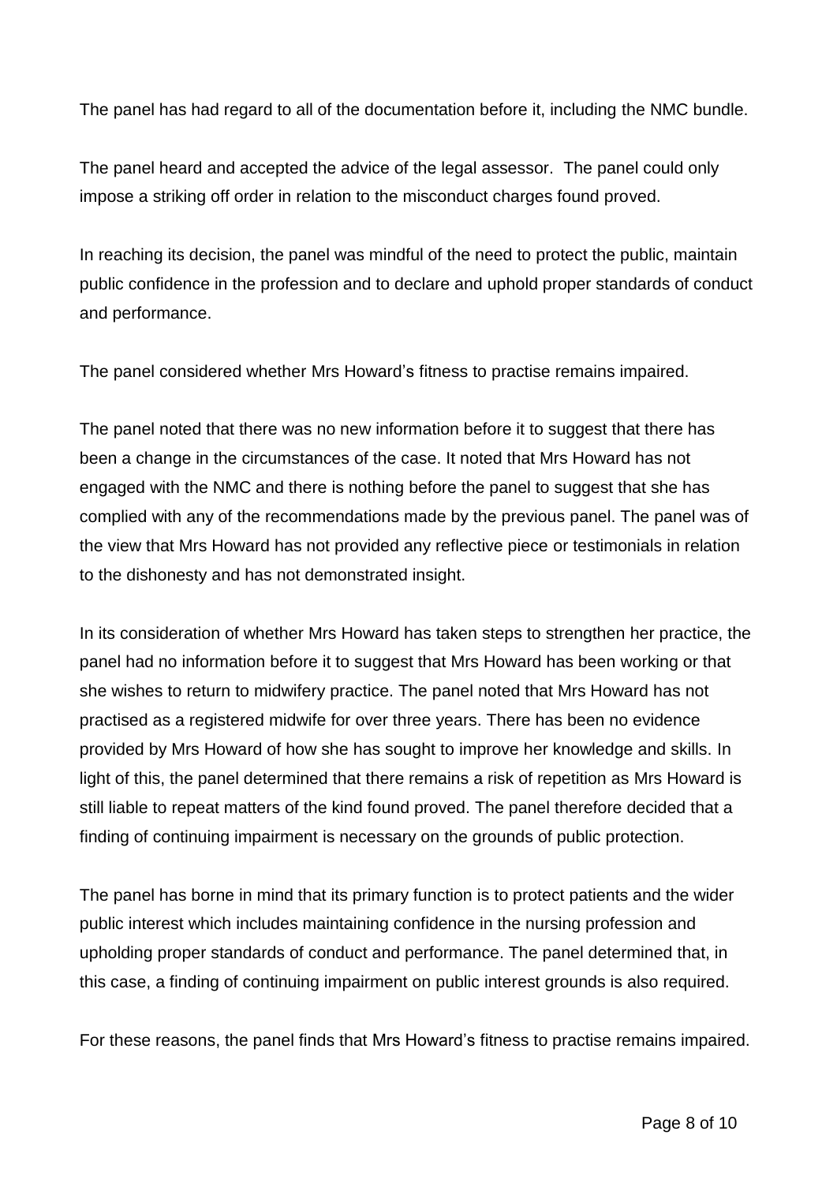The panel has had regard to all of the documentation before it, including the NMC bundle.

The panel heard and accepted the advice of the legal assessor. The panel could only impose a striking off order in relation to the misconduct charges found proved.

In reaching its decision, the panel was mindful of the need to protect the public, maintain public confidence in the profession and to declare and uphold proper standards of conduct and performance.

The panel considered whether Mrs Howard's fitness to practise remains impaired.

The panel noted that there was no new information before it to suggest that there has been a change in the circumstances of the case. It noted that Mrs Howard has not engaged with the NMC and there is nothing before the panel to suggest that she has complied with any of the recommendations made by the previous panel. The panel was of the view that Mrs Howard has not provided any reflective piece or testimonials in relation to the dishonesty and has not demonstrated insight.

In its consideration of whether Mrs Howard has taken steps to strengthen her practice, the panel had no information before it to suggest that Mrs Howard has been working or that she wishes to return to midwifery practice. The panel noted that Mrs Howard has not practised as a registered midwife for over three years. There has been no evidence provided by Mrs Howard of how she has sought to improve her knowledge and skills. In light of this, the panel determined that there remains a risk of repetition as Mrs Howard is still liable to repeat matters of the kind found proved. The panel therefore decided that a finding of continuing impairment is necessary on the grounds of public protection.

The panel has borne in mind that its primary function is to protect patients and the wider public interest which includes maintaining confidence in the nursing profession and upholding proper standards of conduct and performance. The panel determined that, in this case, a finding of continuing impairment on public interest grounds is also required.

For these reasons, the panel finds that Mrs Howard's fitness to practise remains impaired.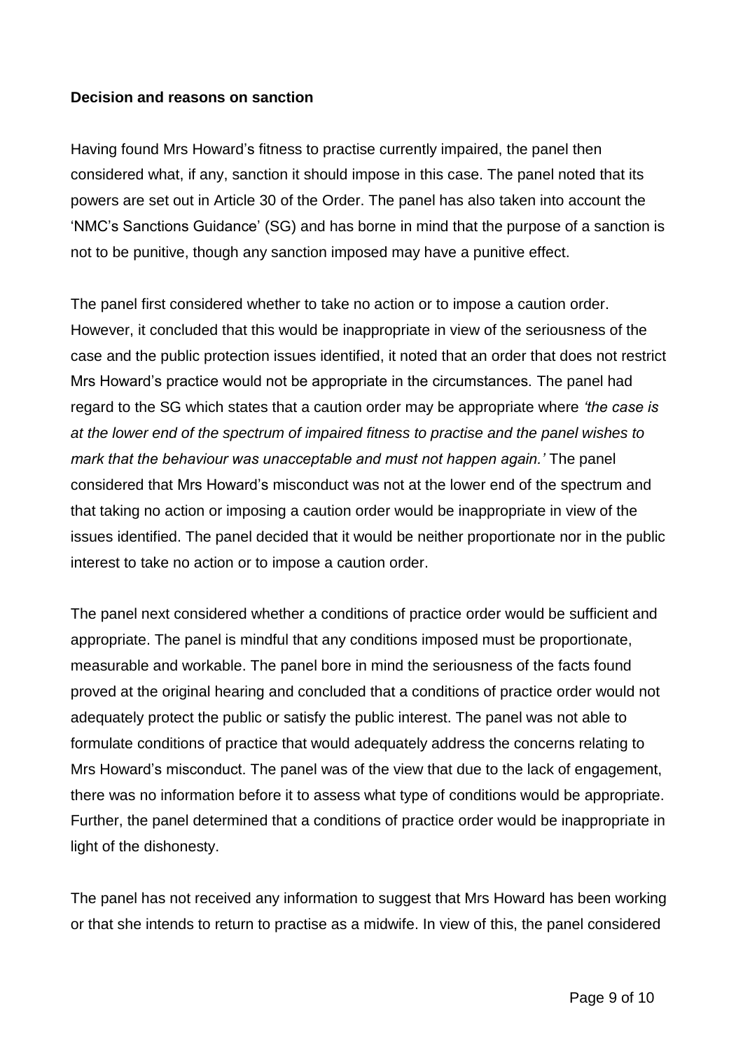**Decision and reasons on sanction**

Having found Mrs Howard's fitness to practise currently impaired, the panel then considered what, if any, sanction it should impose in this case. The panel noted that its powers are set out in Article 30 of the Order. The panel has also taken into account the 'NMC's Sanctions Guidance' (SG) and has borne in mind that the purpose of a sanction is not to be punitive, though any sanction imposed may have a punitive effect.

The panel first considered whether to take no action or to impose a caution order. However, it concluded that this would be inappropriate in view of the seriousness of the case and the public protection issues identified, it noted that an order that does not restrict Mrs Howard's practice would not be appropriate in the circumstances. The panel had regard to the SG which states that a caution order may be appropriate where *'the case is at the lower end of the spectrum of impaired fitness to practise and the panel wishes to mark that the behaviour was unacceptable and must not happen again.'* The panel considered that Mrs Howard's misconduct was not at the lower end of the spectrum and that taking no action or imposing a caution order would be inappropriate in view of the issues identified. The panel decided that it would be neither proportionate nor in the public interest to take no action or to impose a caution order.

The panel next considered whether a conditions of practice order would be sufficient and appropriate. The panel is mindful that any conditions imposed must be proportionate, measurable and workable. The panel bore in mind the seriousness of the facts found proved at the original hearing and concluded that a conditions of practice order would not adequately protect the public or satisfy the public interest. The panel was not able to formulate conditions of practice that would adequately address the concerns relating to Mrs Howard's misconduct. The panel was of the view that due to the lack of engagement, there was no information before it to assess what type of conditions would be appropriate. Further, the panel determined that a conditions of practice order would be inappropriate in light of the dishonesty.

The panel has not received any information to suggest that Mrs Howard has been working or that she intends to return to practise as a midwife. In view of this, the panel considered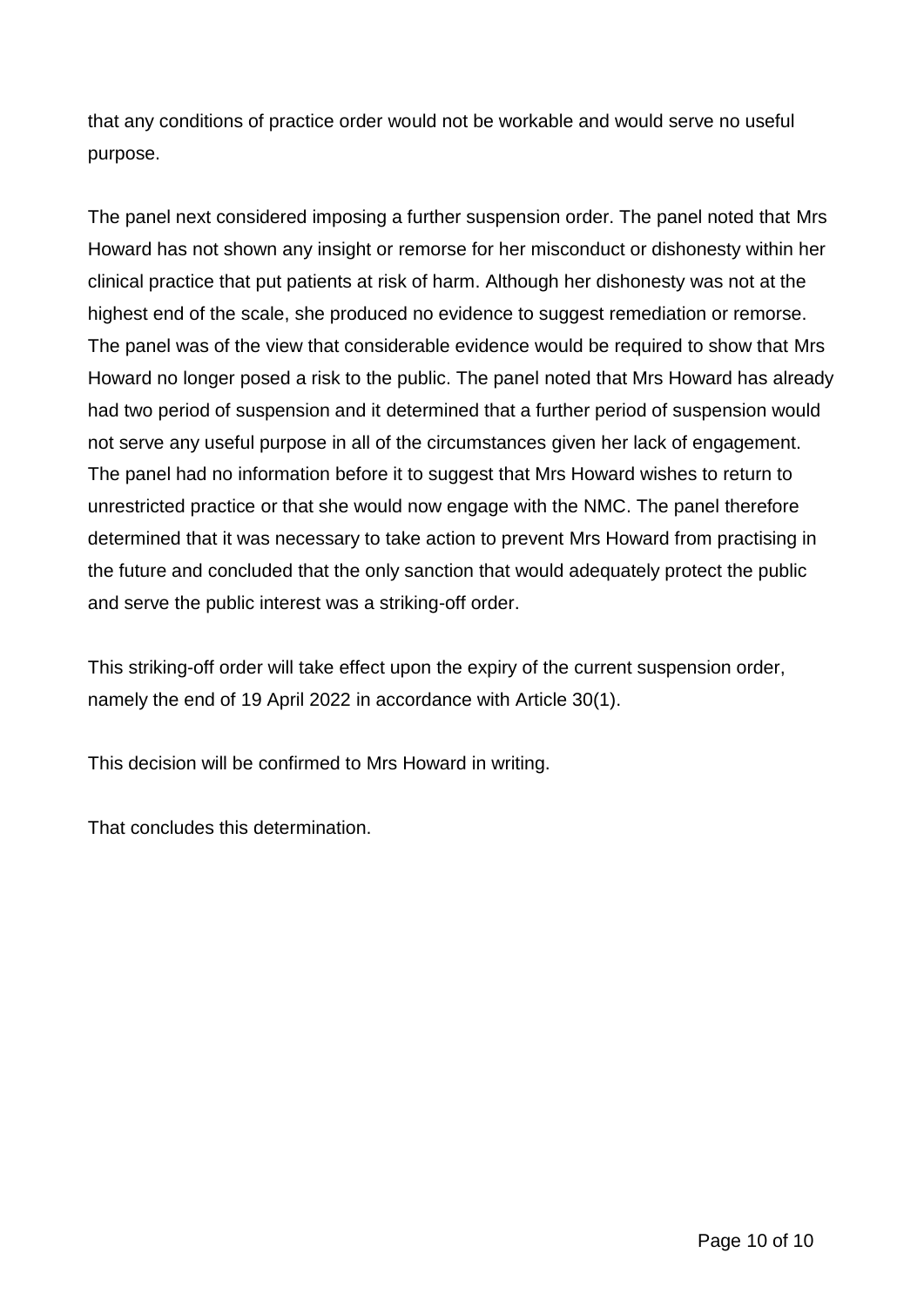that any conditions of practice order would not be workable and would serve no useful purpose.

The panel next considered imposing a further suspension order. The panel noted that Mrs Howard has not shown any insight or remorse for her misconduct or dishonesty within her clinical practice that put patients at risk of harm. Although her dishonesty was not at the highest end of the scale, she produced no evidence to suggest remediation or remorse. The panel was of the view that considerable evidence would be required to show that Mrs Howard no longer posed a risk to the public. The panel noted that Mrs Howard has already had two period of suspension and it determined that a further period of suspension would not serve any useful purpose in all of the circumstances given her lack of engagement. The panel had no information before it to suggest that Mrs Howard wishes to return to unrestricted practice or that she would now engage with the NMC. The panel therefore determined that it was necessary to take action to prevent Mrs Howard from practising in the future and concluded that the only sanction that would adequately protect the public and serve the public interest was a striking-off order.

This striking-off order will take effect upon the expiry of the current suspension order, namely the end of 19 April 2022 in accordance with Article 30(1).

This decision will be confirmed to Mrs Howard in writing.

That concludes this determination.